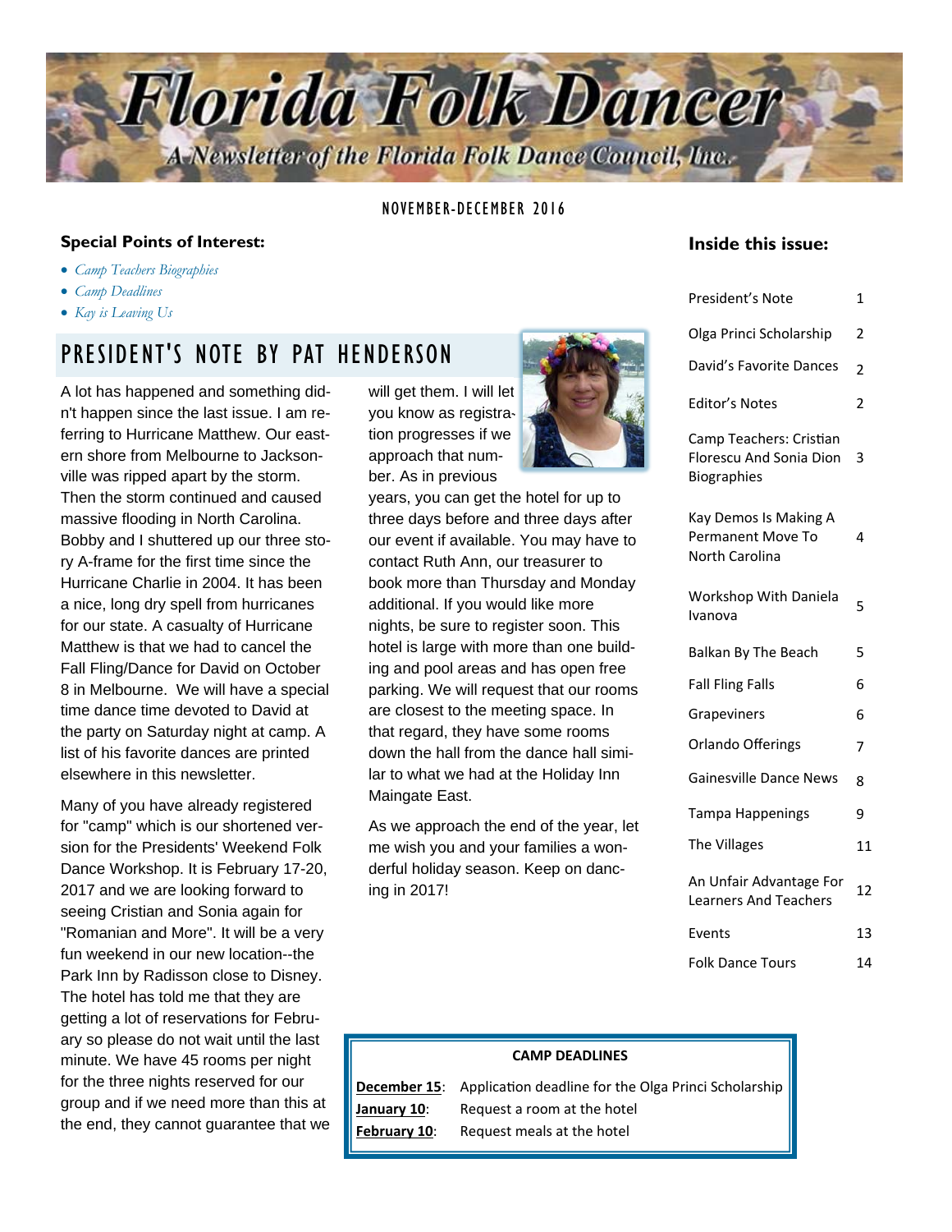# Florida Folk Dancer

A Newsletter of the Florida Folk Dance Council, Inc.

NOVEMBER-DECEMBER 2016

**Special Points of Interest:**

- *Camp Teachers Biographies*
- *Camp Deadlines*
- *Kay is Leaving Us*

## PRESIDENT'S NOTE BY PAT HENDERSON

A lot has happened and something didn't happen since the last issue. I am referring to Hurricane Matthew. Our eastern shore from Melbourne to Jacksonville was ripped apart by the storm. Then the storm continued and caused massive flooding in North Carolina. Bobby and I shuttered up our three story A-frame for the first time since the Hurricane Charlie in 2004. It has been a nice, long dry spell from hurricanes for our state. A casualty of Hurricane Matthew is that we had to cancel the Fall Fling/Dance for David on October 8 in Melbourne. We will have a special time dance time devoted to David at the party on Saturday night at camp. A list of his favorite dances are printed elsewhere in this newsletter.

Many of you have already registered for "camp" which is our shortened version for the Presidents' Weekend Folk Dance Workshop. It is February 17-20, 2017 and we are looking forward to seeing Cristian and Sonia again for "Romanian and More". It will be a very fun weekend in our new location--the Park Inn by Radisson close to Disney. The hotel has told me that they are getting a lot of reservations for February so please do not wait until the last minute. We have 45 rooms per night for the three nights reserved for our group and if we need more than this at the end, they cannot guarantee that we will get them. I will let you know as registration progresses if we approach that number. As in previous years, you can get the hotel for up to three days before and three days after our event if available. You may have to contact Ruth Ann, our treasurer to book more than Thursday and Monday additional. If you would like more nights, be sure to register soon. This hotel is large with more than one building and pool areas and has open free parking. We will request that our rooms are closest to the meeting space. In that regard, they have some rooms down the hall from the dance hall similar to what we had at the Holiday Inn Maingate East.

As we approach the end of the year, let me wish you and your families a wonderful holiday season. Keep on dancing in 2017!

**Inside this issue:**

| | |
|---|---|
| President's Note | 1 |
| Olga Princi Scholarship | 2 |
| David's Favorite Dances | 2 |
| Editor's Notes | 2 |
| Camp Teachers: Cristian Florescu And Sonia Dion Biographies | 3 |
| Kay Demos Is Making A Permanent Move To North Carolina | 4 |
| Workshop With Daniela Ivanova | 5 |
| Balkan By The Beach | 5 |
| Fall Fling Falls | 6 |
| Grapeviners | 6 |
| Orlando Offerings | 7 |
| Gainesville Dance News | 8 |
| Tampa Happenings | 9 |
| The Villages | 11 |
| An Unfair Advantage For Learners And Teachers | 12 |
| Events | 13 |
| Folk Dance Tours | 14 |

**CAMP DEADLINES**

| | |
|---|---|
| **December 15**: | Application deadline for the Olga Princi Scholarship |
| **January 10**: | Request a room at the hotel |
| **February 10**: | Request meals at the hotel |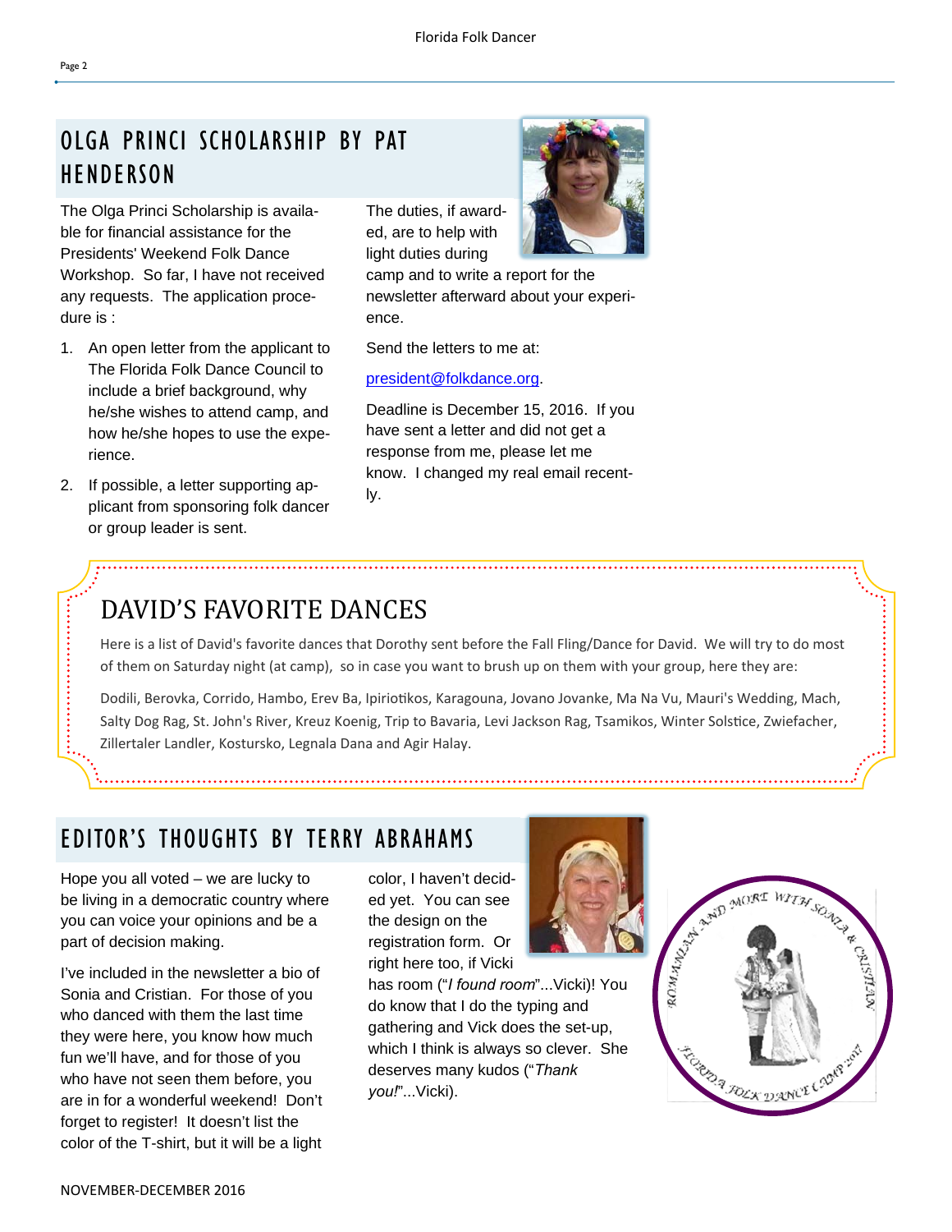## OLGA PRINCI SCHOLARSHIP BY PAT HENDERSON

The Olga Princi Scholarship is available for financial assistance for the Presidents' Weekend Folk Dance Workshop. So far, I have not received any requests. The application procedure is :

1. An open letter from the applicant to The Florida Folk Dance Council to include a brief background, why he/she wishes to attend camp, and how he/she hopes to use the experience.
2. If possible, a letter supporting applicant from sponsoring folk dancer or group leader is sent.

The duties, if awarded, are to help with light duties during camp and to write a report for the newsletter afterward about your experience.

Send the letters to me at:

president@folkdance.org.

Deadline is December 15, 2016. If you have sent a letter and did not get a response from me, please let me know. I changed my real email recently.

## DAVID'S FAVORITE DANCES

Here is a list of David's favorite dances that Dorothy sent before the Fall Fling/Dance for David. We will try to do most of them on Saturday night (at camp), so in case you want to brush up on them with your group, here they are:

Dodili, Berovka, Corrido, Hambo, Erev Ba, Ipiriotikos, Karagouna, Jovano Jovanke, Ma Na Vu, Mauri's Wedding, Mach, Salty Dog Rag, St. John's River, Kreuz Koenig, Trip to Bavaria, Levi Jackson Rag, Tsamikos, Winter Solstice, Zwiefacher, Zillertaler Landler, Kostursko, Legnala Dana and Agir Halay.

## EDITOR'S THOUGHTS BY TERRY ABRAHAMS

Hope you all voted – we are lucky to be living in a democratic country where you can voice your opinions and be a part of decision making.

I've included in the newsletter a bio of Sonia and Cristian. For those of you who danced with them the last time they were here, you know how much fun we'll have, and for those of you who have not seen them before, you are in for a wonderful weekend! Don't forget to register! It doesn't list the color of the T-shirt, but it will be a light color, I haven't decided yet. You can see the design on the registration form. Or right here too, if Vicki has room ("*I found room*"...Vicki)! You do know that I do the typing and gathering and Vick does the set-up, which I think is always so clever. She deserves many kudos ("*Thank you!*"...Vicki).

ROMANIAN AND MORE WITH SONIA & CRISTIAN — FLORIDA FOLK DANCE CAMP 2017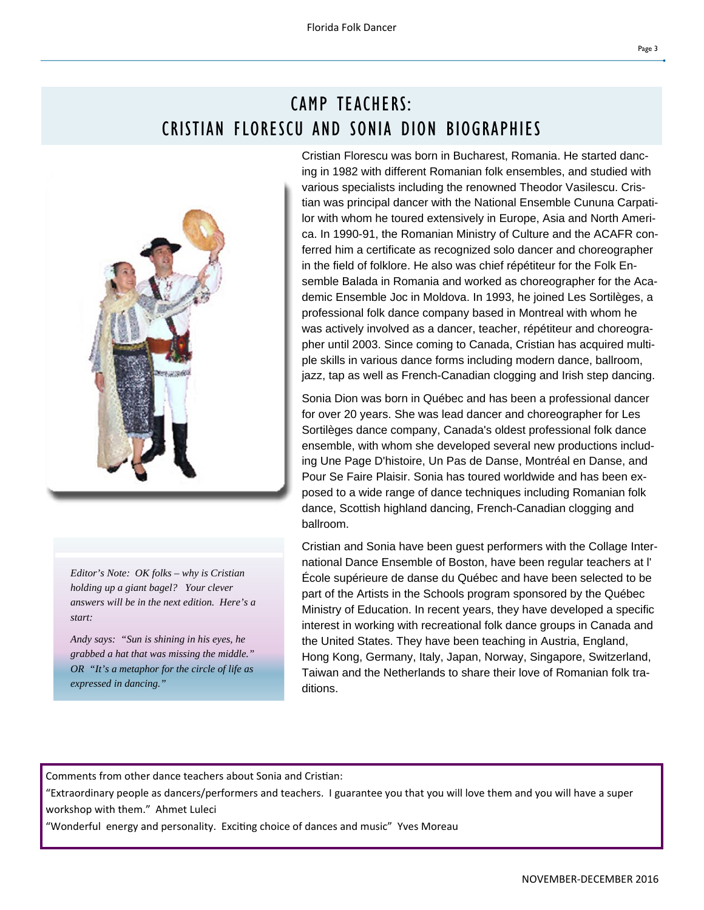# CAMP TEACHERS: CRISTIAN FLORESCU AND SONIA DION BIOGRAPHIES

Cristian Florescu was born in Bucharest, Romania. He started dancing in 1982 with different Romanian folk ensembles, and studied with various specialists including the renowned Theodor Vasilescu. Cristian was principal dancer with the National Ensemble Cununa Carpatilor with whom he toured extensively in Europe, Asia and North America. In 1990-91, the Romanian Ministry of Culture and the ACAFR conferred him a certificate as recognized solo dancer and choreographer in the field of folklore. He also was chief répétiteur for the Folk Ensemble Balada in Romania and worked as choreographer for the Academic Ensemble Joc in Moldova. In 1993, he joined Les Sortilèges, a professional folk dance company based in Montreal with whom he was actively involved as a dancer, teacher, répétiteur and choreographer until 2003. Since coming to Canada, Cristian has acquired multiple skills in various dance forms including modern dance, ballroom, jazz, tap as well as French-Canadian clogging and Irish step dancing.

Sonia Dion was born in Québec and has been a professional dancer for over 20 years. She was lead dancer and choreographer for Les Sortilèges dance company, Canada's oldest professional folk dance ensemble, with whom she developed several new productions including Une Page D'histoire, Un Pas de Danse, Montréal en Danse, and Pour Se Faire Plaisir. Sonia has toured worldwide and has been exposed to a wide range of dance techniques including Romanian folk dance, Scottish highland dancing, French-Canadian clogging and ballroom.

Cristian and Sonia have been guest performers with the Collage International Dance Ensemble of Boston, have been regular teachers at l' École supérieure de danse du Québec and have been selected to be part of the Artists in the Schools program sponsored by the Québec Ministry of Education. In recent years, they have developed a specific interest in working with recreational folk dance groups in Canada and the United States. They have been teaching in Austria, England, Hong Kong, Germany, Italy, Japan, Norway, Singapore, Switzerland, Taiwan and the Netherlands to share their love of Romanian folk traditions.

*Editor's Note: OK folks – why is Cristian holding up a giant bagel? Your clever answers will be in the next edition. Here's a start:*

*Andy says: "Sun is shining in his eyes, he grabbed a hat that was missing the middle." OR "It's a metaphor for the circle of life as expressed in dancing."*

Comments from other dance teachers about Sonia and Cristian:

"Extraordinary people as dancers/performers and teachers. I guarantee you that you will love them and you will have a super workshop with them." Ahmet Luleci

"Wonderful energy and personality. Exciting choice of dances and music" Yves Moreau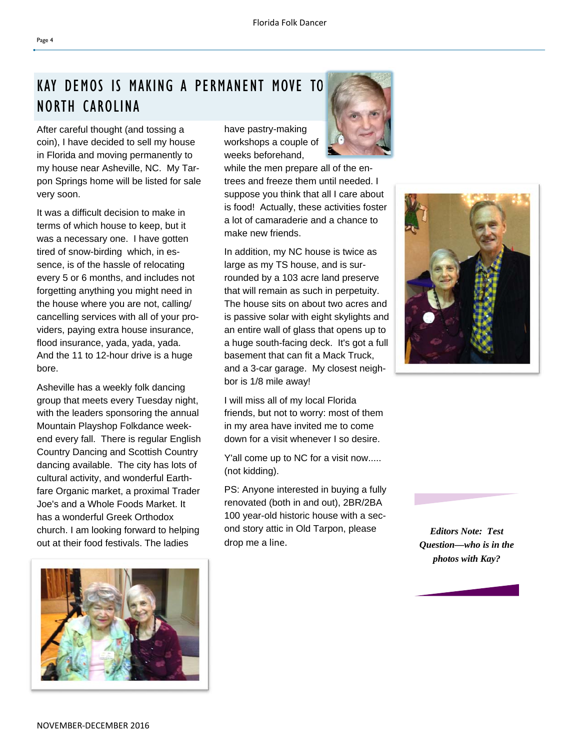# KAY DEMOS IS MAKING A PERMANENT MOVE TO NORTH CAROLINA

After careful thought (and tossing a coin), I have decided to sell my house in Florida and moving permanently to my house near Asheville, NC. My Tarpon Springs home will be listed for sale very soon.

It was a difficult decision to make in terms of which house to keep, but it was a necessary one. I have gotten tired of snow-birding which, in essence, is of the hassle of relocating every 5 or 6 months, and includes not forgetting anything you might need in the house where you are not, calling/cancelling services with all of your providers, paying extra house insurance, flood insurance, yada, yada, yada. And the 11 to 12-hour drive is a huge bore.

Asheville has a weekly folk dancing group that meets every Tuesday night, with the leaders sponsoring the annual Mountain Playshop Folkdance weekend every fall. There is regular English Country Dancing and Scottish Country dancing available. The city has lots of cultural activity, and wonderful Earthfare Organic market, a proximal Trader Joe's and a Whole Foods Market. It has a wonderful Greek Orthodox church. I am looking forward to helping out at their food festivals. The ladies have pastry-making workshops a couple of weeks beforehand, while the men prepare all of the entrees and freeze them until needed. I suppose you think that all I care about is food! Actually, these activities foster a lot of camaraderie and a chance to make new friends.

In addition, my NC house is twice as large as my TS house, and is surrounded by a 103 acre land preserve that will remain as such in perpetuity. The house sits on about two acres and is passive solar with eight skylights and an entire wall of glass that opens up to a huge south-facing deck. It's got a full basement that can fit a Mack Truck, and a 3-car garage. My closest neighbor is 1/8 mile away!

I will miss all of my local Florida friends, but not to worry: most of them in my area have invited me to come down for a visit whenever I so desire.

Y'all come up to NC for a visit now..... (not kidding).

PS: Anyone interested in buying a fully renovated (both in and out), 2BR/2BA 100 year-old historic house with a second story attic in Old Tarpon, please drop me a line.

***Editors Note: Test Question—who is in the photos with Kay?***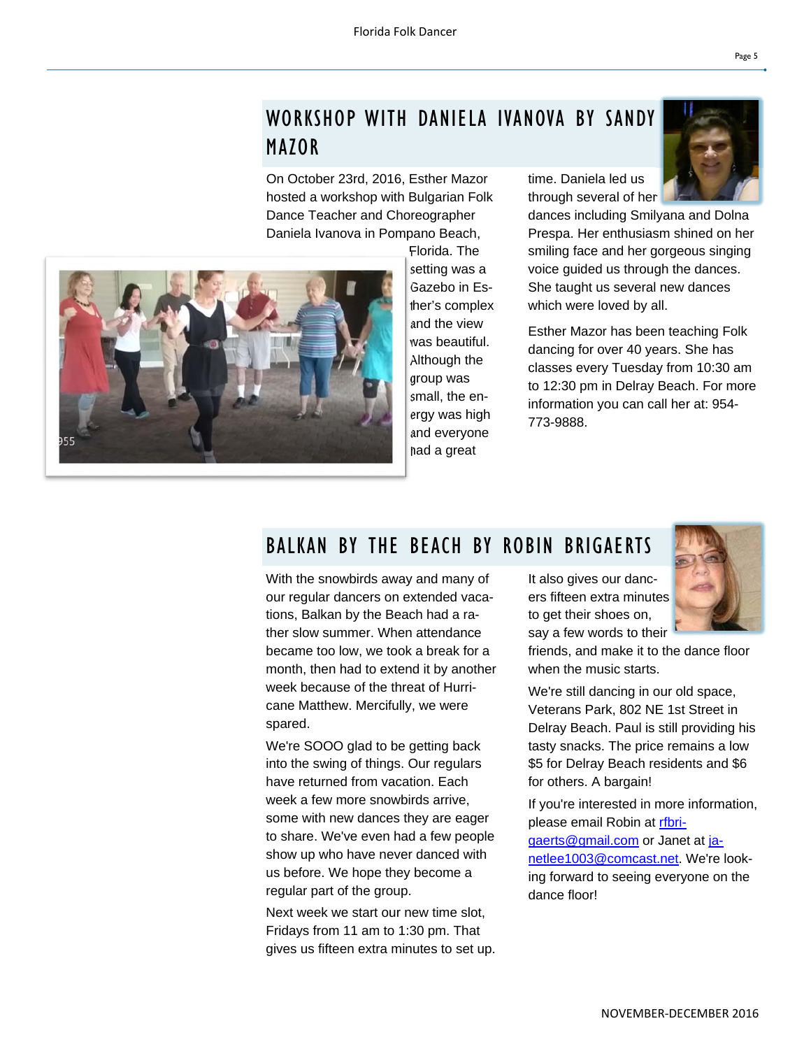## WORKSHOP WITH DANIELA IVANOVA BY SANDY MAZOR

On October 23rd, 2016, Esther Mazor hosted a workshop with Bulgarian Folk Dance Teacher and Choreographer Daniela Ivanova in Pompano Beach, Florida. The setting was a Gazebo in Esther's complex and the view was beautiful. Although the group was small, the energy was high and everyone had a great time. Daniela led us through several of her dances including Smilyana and Dolna Prespa. Her enthusiasm shined on her smiling face and her gorgeous singing voice guided us through the dances. She taught us several new dances which were loved by all.

Esther Mazor has been teaching Folk dancing for over 40 years. She has classes every Tuesday from 10:30 am to 12:30 pm in Delray Beach. For more information you can call her at: 954-773-9888.

## BALKAN BY THE BEACH BY ROBIN BRIGAERTS

With the snowbirds away and many of our regular dancers on extended vacations, Balkan by the Beach had a rather slow summer. When attendance became too low, we took a break for a month, then had to extend it by another week because of the threat of Hurricane Matthew. Mercifully, we were spared.

We're SOOO glad to be getting back into the swing of things. Our regulars have returned from vacation. Each week a few more snowbirds arrive, some with new dances they are eager to share. We've even had a few people show up who have never danced with us before. We hope they become a regular part of the group.

Next week we start our new time slot, Fridays from 11 am to 1:30 pm. That gives us fifteen extra minutes to set up. It also gives our dancers fifteen extra minutes to get their shoes on, say a few words to their friends, and make it to the dance floor when the music starts.

We're still dancing in our old space, Veterans Park, 802 NE 1st Street in Delray Beach. Paul is still providing his tasty snacks. The price remains a low $5 for Delray Beach residents and $6 for others. A bargain!

If you're interested in more information, please email Robin at rfbrigaerts@gmail.com or Janet at janetlee1003@comcast.net. We're looking forward to seeing everyone on the dance floor!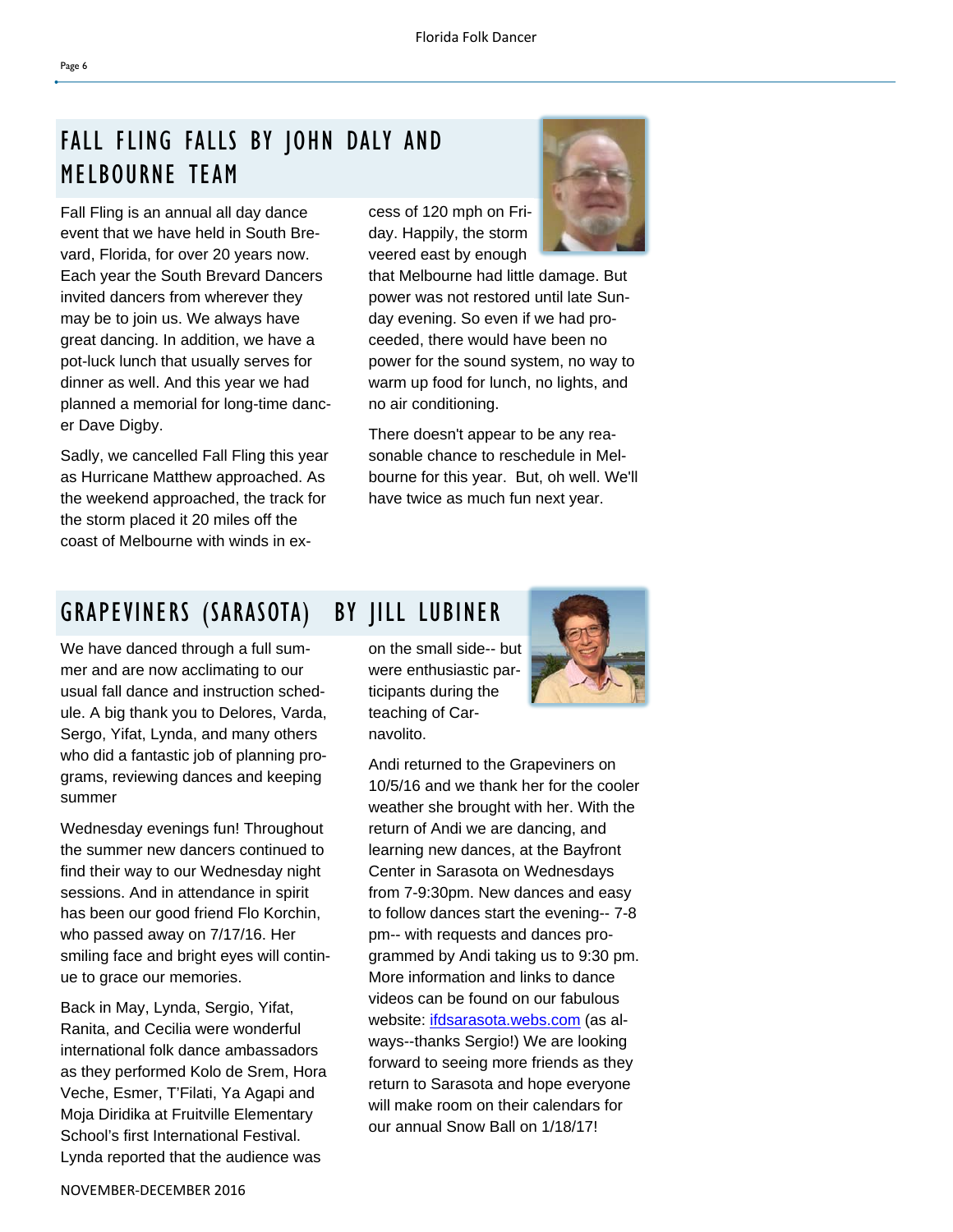## FALL FLING FALLS BY JOHN DALY AND MELBOURNE TEAM

Fall Fling is an annual all day dance event that we have held in South Brevard, Florida, for over 20 years now. Each year the South Brevard Dancers invited dancers from wherever they may be to join us. We always have great dancing. In addition, we have a pot-luck lunch that usually serves for dinner as well. And this year we had planned a memorial for long-time dancer Dave Digby.

Sadly, we cancelled Fall Fling this year as Hurricane Matthew approached. As the weekend approached, the track for the storm placed it 20 miles off the coast of Melbourne with winds in excess of 120 mph on Friday. Happily, the storm veered east by enough that Melbourne had little damage. But power was not restored until late Sunday evening. So even if we had proceeded, there would have been no power for the sound system, no way to warm up food for lunch, no lights, and no air conditioning.

There doesn't appear to be any reasonable chance to reschedule in Melbourne for this year. But, oh well. We'll have twice as much fun next year.

## GRAPEVINERS (SARASOTA) BY JILL LUBINER

We have danced through a full summer and are now acclimating to our usual fall dance and instruction schedule. A big thank you to Delores, Varda, Sergo, Yifat, Lynda, and many others who did a fantastic job of planning programs, reviewing dances and keeping summer

Wednesday evenings fun! Throughout the summer new dancers continued to find their way to our Wednesday night sessions. And in attendance in spirit has been our good friend Flo Korchin, who passed away on 7/17/16. Her smiling face and bright eyes will continue to grace our memories.

Back in May, Lynda, Sergio, Yifat, Ranita, and Cecilia were wonderful international folk dance ambassadors as they performed Kolo de Srem, Hora Veche, Esmer, T'Filati, Ya Agapi and Moja Diridika at Fruitville Elementary School's first International Festival. Lynda reported that the audience was on the small side-- but were enthusiastic participants during the teaching of Carnavolito.

Andi returned to the Grapeviners on 10/5/16 and we thank her for the cooler weather she brought with her. With the return of Andi we are dancing, and learning new dances, at the Bayfront Center in Sarasota on Wednesdays from 7-9:30pm. New dances and easy to follow dances start the evening-- 7-8 pm-- with requests and dances programmed by Andi taking us to 9:30 pm. More information and links to dance videos can be found on our fabulous website: [ifdsarasota.webs.com](http://ifdsarasota.webs.com) (as always--thanks Sergio!) We are looking forward to seeing more friends as they return to Sarasota and hope everyone will make room on their calendars for our annual Snow Ball on 1/18/17!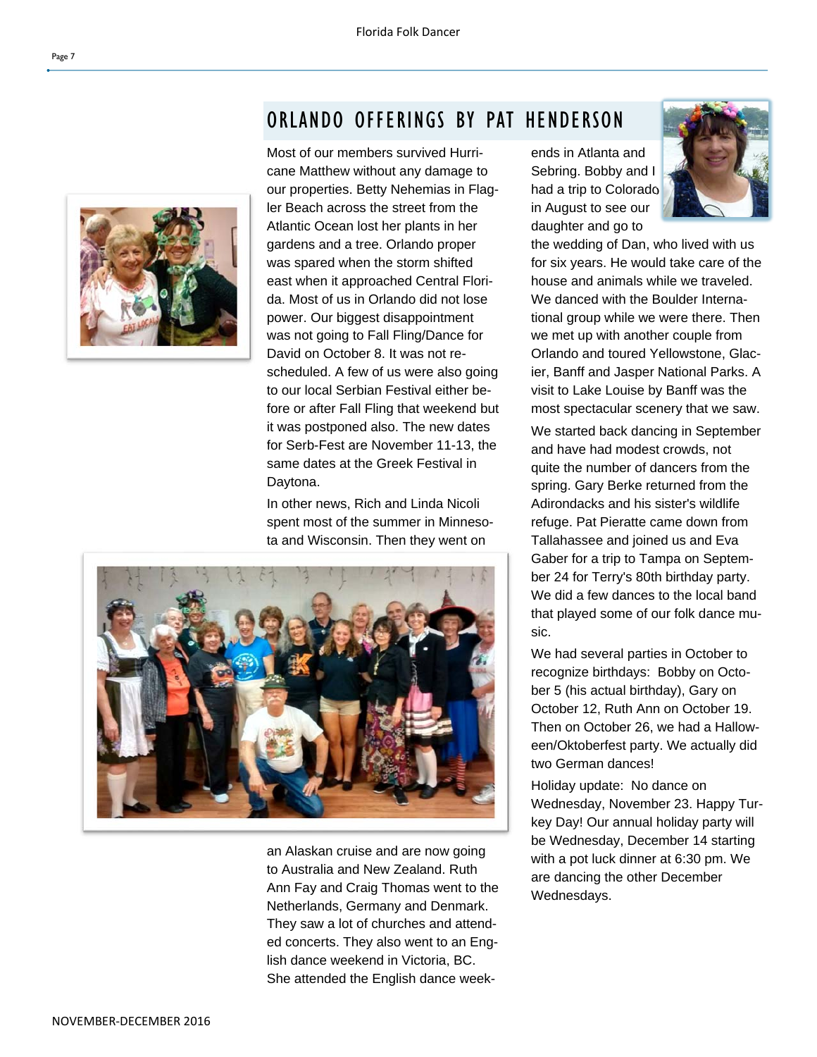## ORLANDO OFFERINGS BY PAT HENDERSON

Most of our members survived Hurricane Matthew without any damage to our properties. Betty Nehemias in Flagler Beach across the street from the Atlantic Ocean lost her plants in her gardens and a tree. Orlando proper was spared when the storm shifted east when it approached Central Florida. Most of us in Orlando did not lose power. Our biggest disappointment was not going to Fall Fling/Dance for David on October 8. It was not rescheduled. A few of us were also going to our local Serbian Festival either before or after Fall Fling that weekend but it was postponed also. The new dates for Serb-Fest are November 11-13, the same dates at the Greek Festival in Daytona.

In other news, Rich and Linda Nicoli spent most of the summer in Minnesota and Wisconsin. Then they went on an Alaskan cruise and are now going to Australia and New Zealand. Ruth Ann Fay and Craig Thomas went to the Netherlands, Germany and Denmark. They saw a lot of churches and attended concerts. They also went to an English dance weekend in Victoria, BC. She attended the English dance weekends in Atlanta and Sebring. Bobby and I had a trip to Colorado in August to see our daughter and go to the wedding of Dan, who lived with us for six years. He would take care of the house and animals while we traveled. We danced with the Boulder International group while we were there. Then we met up with another couple from Orlando and toured Yellowstone, Glacier, Banff and Jasper National Parks. A visit to Lake Louise by Banff was the most spectacular scenery that we saw.

We started back dancing in September and have had modest crowds, not quite the number of dancers from the spring. Gary Berke returned from the Adirondacks and his sister's wildlife refuge. Pat Pieratte came down from Tallahassee and joined us and Eva Gaber for a trip to Tampa on September 24 for Terry's 80th birthday party. We did a few dances to the local band that played some of our folk dance music.

We had several parties in October to recognize birthdays: Bobby on October 5 (his actual birthday), Gary on October 12, Ruth Ann on October 19. Then on October 26, we had a Halloween/Oktoberfest party. We actually did two German dances!

Holiday update: No dance on Wednesday, November 23. Happy Turkey Day! Our annual holiday party will be Wednesday, December 14 starting with a pot luck dinner at 6:30 pm. We are dancing the other December Wednesdays.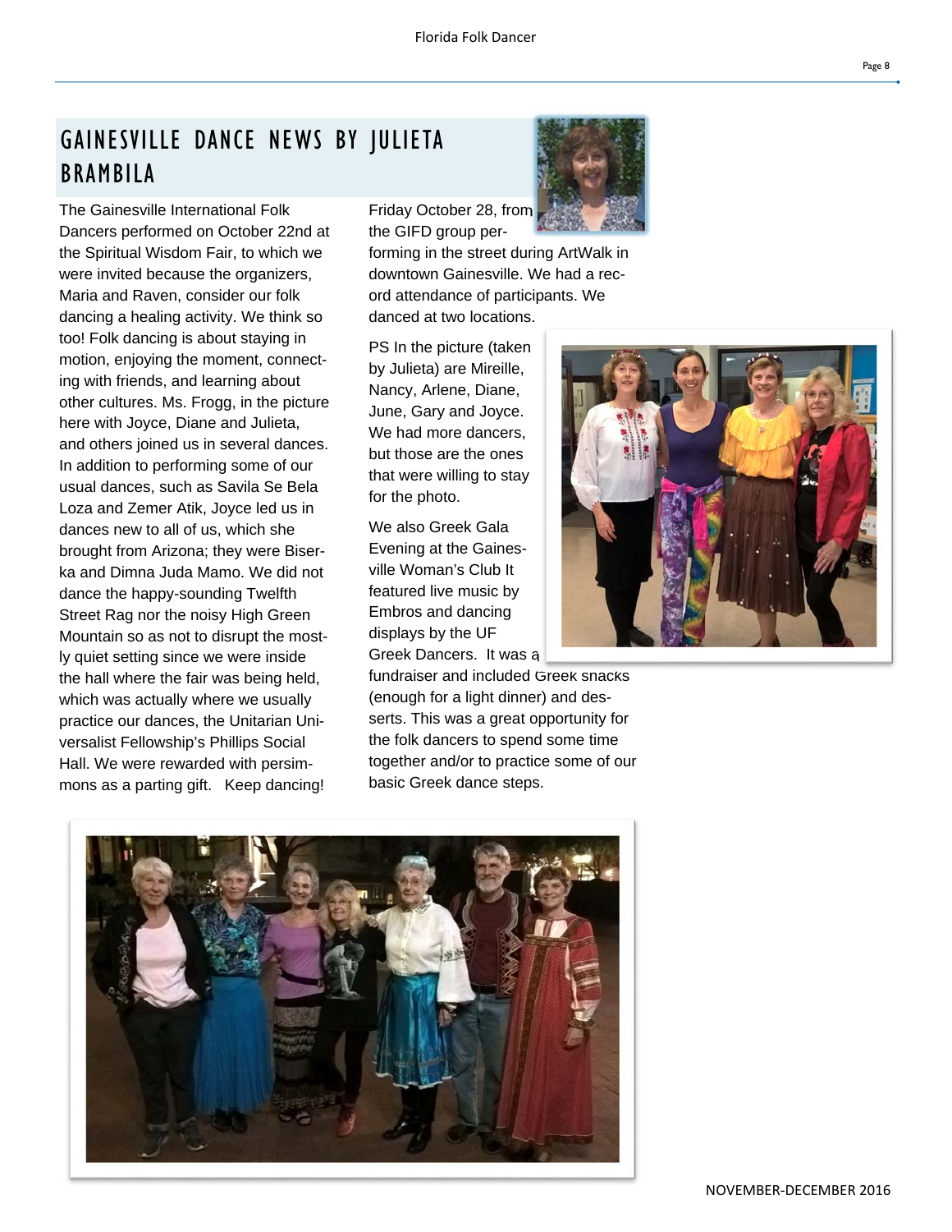## GAINESVILLE DANCE NEWS BY JULIETA BRAMBILA

The Gainesville International Folk Dancers performed on October 22nd at the Spiritual Wisdom Fair, to which we were invited because the organizers, Maria and Raven, consider our folk dancing a healing activity. We think so too! Folk dancing is about staying in motion, enjoying the moment, connecting with friends, and learning about other cultures. Ms. Frogg, in the picture here with Joyce, Diane and Julieta, and others joined us in several dances. In addition to performing some of our usual dances, such as Savila Se Bela Loza and Zemer Atik, Joyce led us in dances new to all of us, which she brought from Arizona; they were Biserka and Dimna Juda Mamo. We did not dance the happy-sounding Twelfth Street Rag nor the noisy High Green Mountain so as not to disrupt the mostly quiet setting since we were inside the hall where the fair was being held, which was actually where we usually practice our dances, the Unitarian Universalist Fellowship's Phillips Social Hall. We were rewarded with persimmons as a parting gift. Keep dancing!

Friday October 28, from the GIFD group performing in the street during ArtWalk in downtown Gainesville. We had a record attendance of participants. We danced at two locations.

PS In the picture (taken by Julieta) are Mireille, Nancy, Arlene, Diane, June, Gary and Joyce. We had more dancers, but those are the ones that were willing to stay for the photo.

We also Greek Gala Evening at the Gainesville Woman's Club It featured live music by Embros and dancing displays by the UF Greek Dancers. It was a fundraiser and included Greek snacks (enough for a light dinner) and desserts. This was a great opportunity for the folk dancers to spend some time together and/or to practice some of our basic Greek dance steps.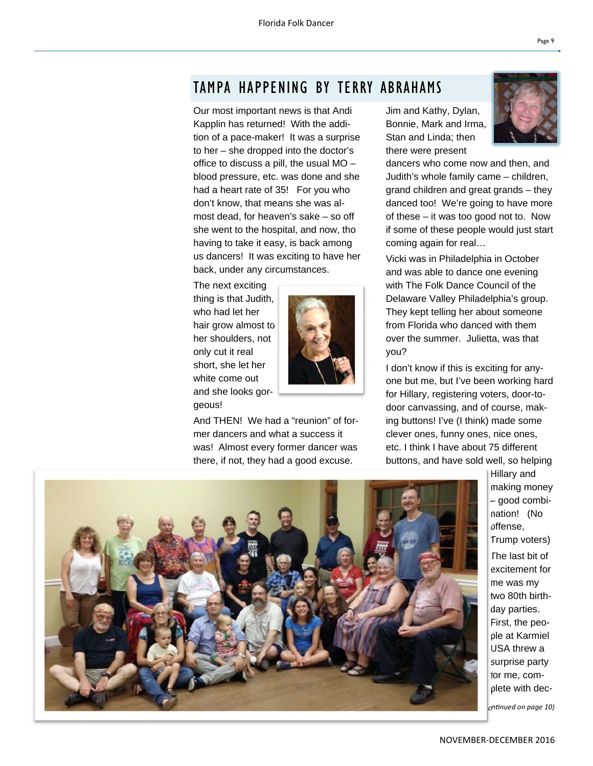## TAMPA HAPPENING BY TERRY ABRAHAMS

Our most important news is that Andi Kapplin has returned! With the addition of a pace-maker! It was a surprise to her – she dropped into the doctor's office to discuss a pill, the usual MO – blood pressure, etc. was done and she had a heart rate of 35! For you who don't know, that means she was almost dead, for heaven's sake – so off she went to the hospital, and now, tho having to take it easy, is back among us dancers! It was exciting to have her back, under any circumstances.

The next exciting thing is that Judith, who had let her hair grow almost to her shoulders, not only cut it real short, she let her white come out and she looks gorgeous!

And THEN! We had a "reunion" of former dancers and what a success it was! Almost every former dancer was there, if not, they had a good excuse. Jim and Kathy, Dylan, Bonnie, Mark and Irma, Stan and Linda; then there were present dancers who come now and then, and Judith's whole family came – children, grand children and great grands – they danced too! We're going to have more of these – it was too good not to. Now if some of these people would just start coming again for real…

Vicki was in Philadelphia in October and was able to dance one evening with The Folk Dance Council of the Delaware Valley Philadelphia's group. They kept telling her about someone from Florida who danced with them over the summer. Julietta, was that you?

I don't know if this is exciting for anyone but me, but I've been working hard for Hillary, registering voters, door-to-door canvassing, and of course, making buttons! I've (I think) made some clever ones, funny ones, nice ones, etc. I think I have about 75 different buttons, and have sold well, so helping Hillary and making money – good combination! (No offense, Trump voters)

The last bit of excitement for me was my two 80th birthday parties. First, the people at Karmiel USA threw a surprise party for me, complete with dec-

*(continued on page 10)*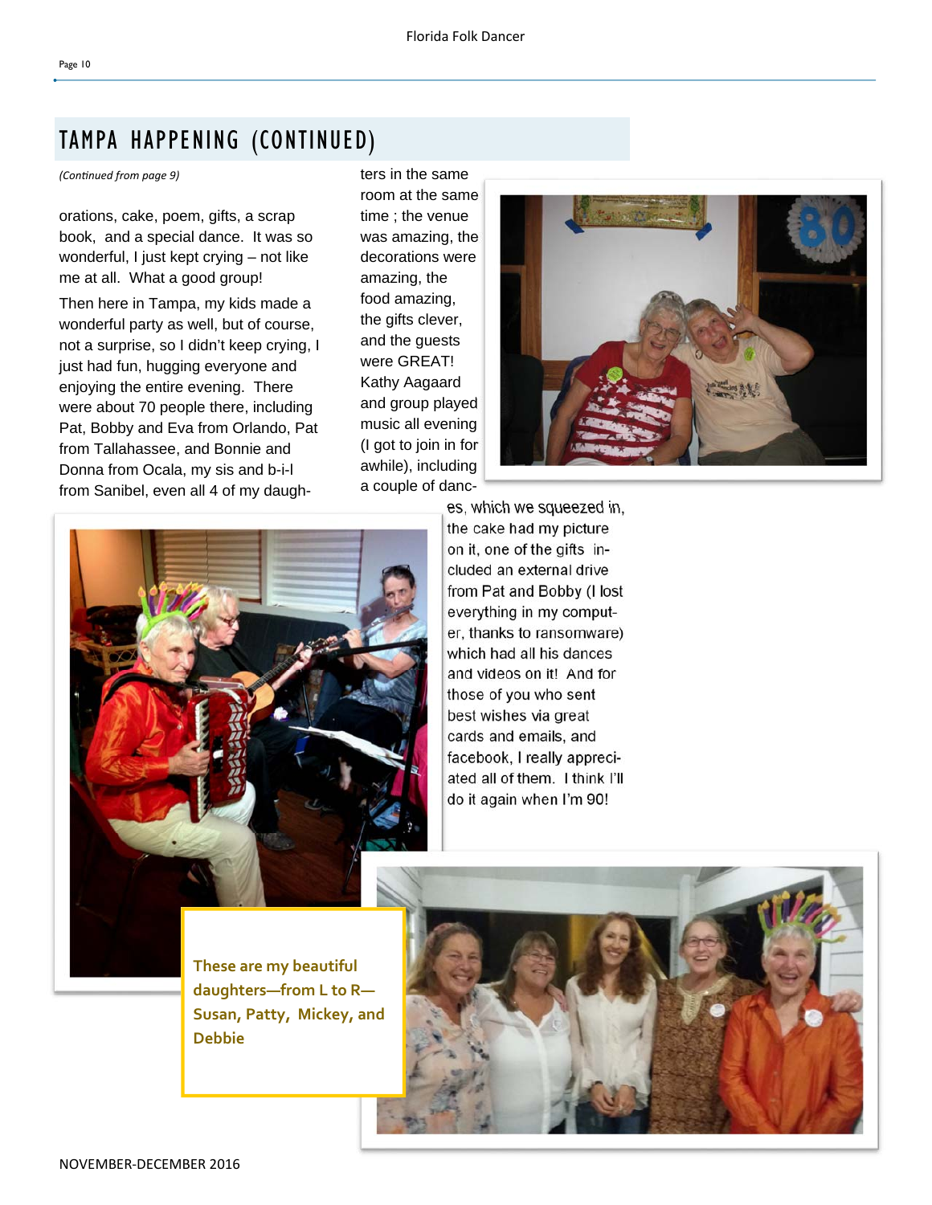# TAMPA HAPPENING (CONTINUED)

*(Continued from page 9)*

orations, cake, poem, gifts, a scrap book, and a special dance. It was so wonderful, I just kept crying – not like me at all. What a good group!

Then here in Tampa, my kids made a wonderful party as well, but of course, not a surprise, so I didn't keep crying, I just had fun, hugging everyone and enjoying the entire evening. There were about 70 people there, including Pat, Bobby and Eva from Orlando, Pat from Tallahassee, and Bonnie and Donna from Ocala, my sis and b-i-l from Sanibel, even all 4 of my daughters in the same room at the same time ; the venue was amazing, the decorations were amazing, the food amazing, the gifts clever, and the guests were GREAT! Kathy Aagaard and group played music all evening (I got to join in for awhile), including a couple of dances, which we squeezed in, the cake had my picture on it, one of the gifts included an external drive from Pat and Bobby (I lost everything in my computer, thanks to ransomware) which had all his dances and videos on it! And for those of you who sent best wishes via great cards and emails, and facebook, I really appreciated all of them. I think I'll do it again when I'm 90!

**These are my beautiful daughters—from L to R— Susan, Patty, Mickey, and Debbie**

NOVEMBER-DECEMBER 2016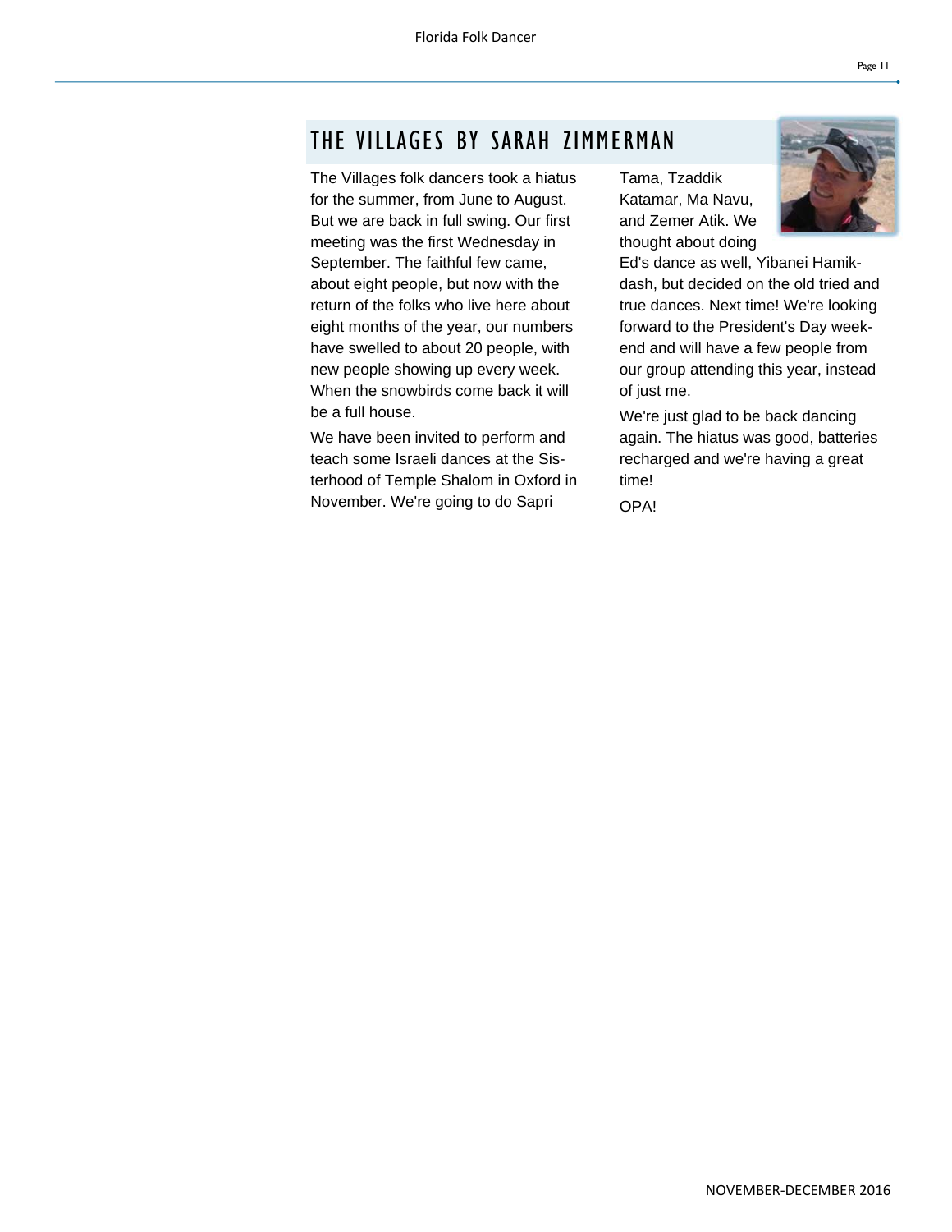## THE VILLAGES BY SARAH ZIMMERMAN

The Villages folk dancers took a hiatus for the summer, from June to August. But we are back in full swing. Our first meeting was the first Wednesday in September. The faithful few came, about eight people, but now with the return of the folks who live here about eight months of the year, our numbers have swelled to about 20 people, with new people showing up every week. When the snowbirds come back it will be a full house.

We have been invited to perform and teach some Israeli dances at the Sisterhood of Temple Shalom in Oxford in November. We're going to do Sapri Tama, Tzaddik Katamar, Ma Navu, and Zemer Atik. We thought about doing Ed's dance as well, Yibanei Hamikdash, but decided on the old tried and true dances. Next time! We're looking forward to the President's Day weekend and will have a few people from our group attending this year, instead of just me.

We're just glad to be back dancing again. The hiatus was good, batteries recharged and we're having a great time!

OPA!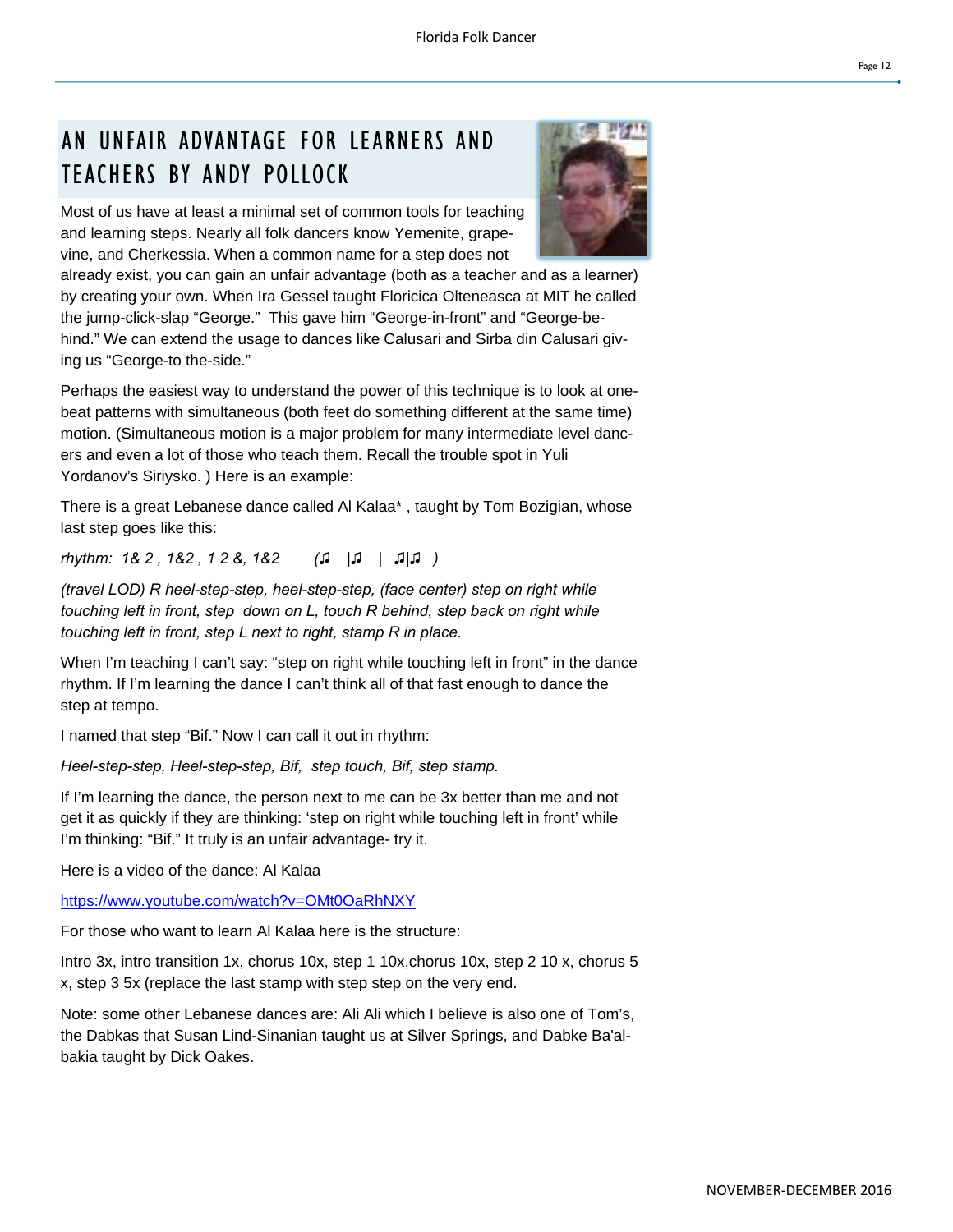# AN UNFAIR ADVANTAGE FOR LEARNERS AND TEACHERS BY ANDY POLLOCK

Most of us have at least a minimal set of common tools for teaching and learning steps. Nearly all folk dancers know Yemenite, grapevine, and Cherkessia. When a common name for a step does not already exist, you can gain an unfair advantage (both as a teacher and as a learner) by creating your own. When Ira Gessel taught Floricica Olteneasca at MIT he called the jump-click-slap "George." This gave him "George-in-front" and "George-behind." We can extend the usage to dances like Calusari and Sirba din Calusari giving us "George-to the-side."

Perhaps the easiest way to understand the power of this technique is to look at one-beat patterns with simultaneous (both feet do something different at the same time) motion. (Simultaneous motion is a major problem for many intermediate level dancers and even a lot of those who teach them. Recall the trouble spot in Yuli Yordanov's Siriysko. ) Here is an example:

There is a great Lebanese dance called Al Kalaa* , taught by Tom Bozigian, whose last step goes like this:

*rhythm: 1& 2 , 1&2 , 1 2 &, 1&2 (♫ |♫ | ♫|♫ )*

*(travel LOD) R heel-step-step, heel-step-step, (face center) step on right while touching left in front, step down on L, touch R behind, step back on right while touching left in front, step L next to right, stamp R in place.*

When I'm teaching I can't say: "step on right while touching left in front" in the dance rhythm. If I'm learning the dance I can't think all of that fast enough to dance the step at tempo.

I named that step "Bif." Now I can call it out in rhythm:

*Heel-step-step, Heel-step-step, Bif, step touch, Bif, step stamp.*

If I'm learning the dance, the person next to me can be 3x better than me and not get it as quickly if they are thinking: 'step on right while touching left in front' while I'm thinking: "Bif." It truly is an unfair advantage- try it.

Here is a video of the dance: Al Kalaa

https://www.youtube.com/watch?v=OMt0OaRhNXY

For those who want to learn Al Kalaa here is the structure:

Intro 3x, intro transition 1x, chorus 10x, step 1 10x,chorus 10x, step 2 10 x, chorus 5 x, step 3 5x (replace the last stamp with step step on the very end.

Note: some other Lebanese dances are: Ali Ali which I believe is also one of Tom's, the Dabkas that Susan Lind-Sinanian taught us at Silver Springs, and Dabke Ba'albakia taught by Dick Oakes.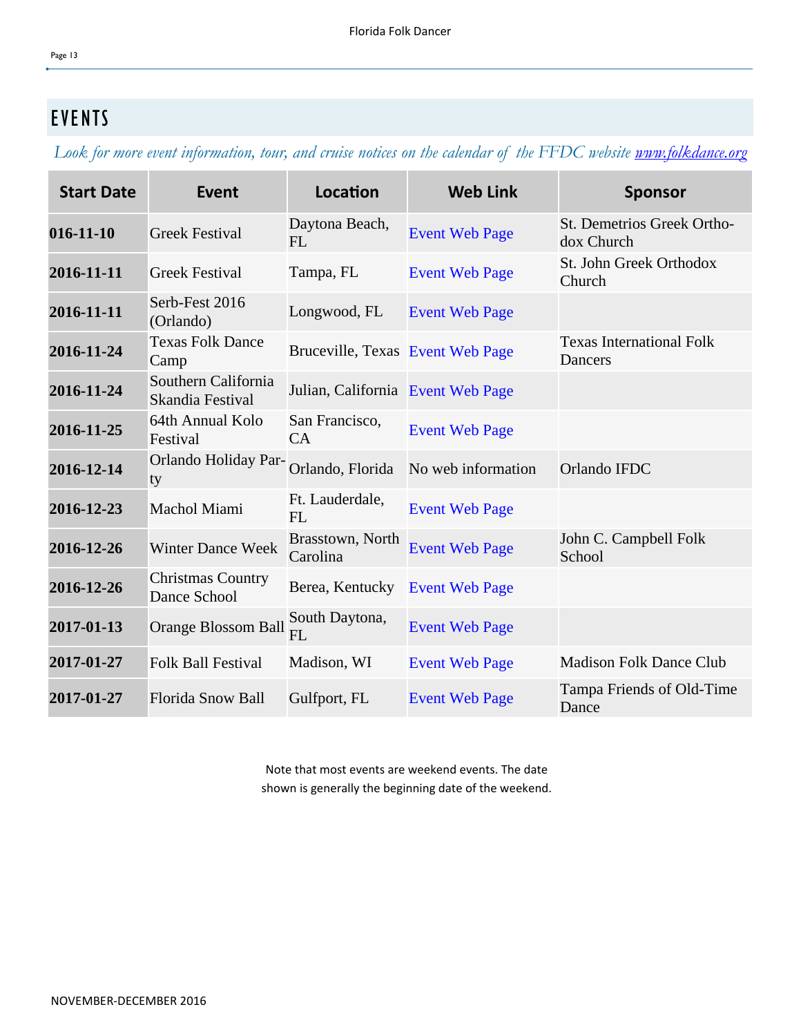## EVENTS

*Look for more event information, tour, and cruise notices on the calendar of the FFDC website [www.folkdance.org](http://www.folkdance.org)*

| Start Date | Event | Location | Web Link | Sponsor |
|---|---|---|---|---|
| **016-11-10** | Greek Festival | Daytona Beach, FL | Event Web Page | St. Demetrios Greek Orthodox Church |
| **2016-11-11** | Greek Festival | Tampa, FL | Event Web Page | St. John Greek Orthodox Church |
| **2016-11-11** | Serb-Fest 2016 (Orlando) | Longwood, FL | Event Web Page | |
| **2016-11-24** | Texas Folk Dance Camp | Bruceville, Texas | Event Web Page | Texas International Folk Dancers |
| **2016-11-24** | Southern California Skandia Festival | Julian, California | Event Web Page | |
| **2016-11-25** | 64th Annual Kolo Festival | San Francisco, CA | Event Web Page | |
| **2016-12-14** | Orlando Holiday Party | Orlando, Florida | No web information | Orlando IFDC |
| **2016-12-23** | Machol Miami | Ft. Lauderdale, FL | Event Web Page | |
| **2016-12-26** | Winter Dance Week | Brasstown, North Carolina | Event Web Page | John C. Campbell Folk School |
| **2016-12-26** | Christmas Country Dance School | Berea, Kentucky | Event Web Page | |
| **2017-01-13** | Orange Blossom Ball | South Daytona, FL | Event Web Page | |
| **2017-01-27** | Folk Ball Festival | Madison, WI | Event Web Page | Madison Folk Dance Club |
| **2017-01-27** | Florida Snow Ball | Gulfport, FL | Event Web Page | Tampa Friends of Old-Time Dance |

Note that most events are weekend events. The date shown is generally the beginning date of the weekend.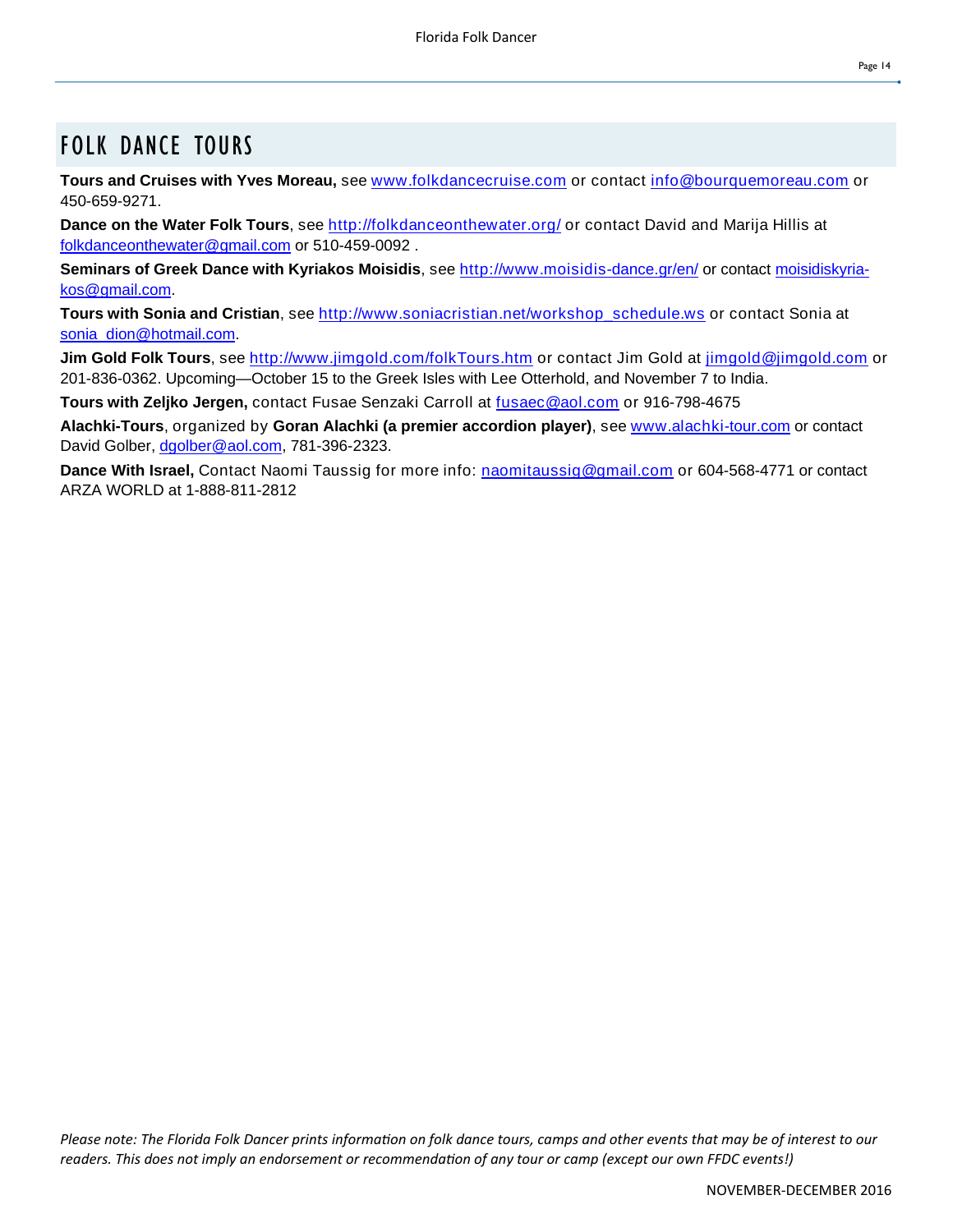# FOLK DANCE TOURS

**Tours and Cruises with Yves Moreau,** see www.folkdancecruise.com or contact info@bourquemoreau.com or 450-659-9271.

**Dance on the Water Folk Tours**, see http://folkdanceonthewater.org/ or contact David and Marija Hillis at folkdanceonthewater@gmail.com or 510-459-0092 .

**Seminars of Greek Dance with Kyriakos Moisidis**, see http://www.moisidis-dance.gr/en/ or contact moisidiskyriakos@gmail.com.

**Tours with Sonia and Cristian**, see http://www.soniacristian.net/workshop_schedule.ws or contact Sonia at sonia_dion@hotmail.com.

**Jim Gold Folk Tours**, see http://www.jimgold.com/folkTours.htm or contact Jim Gold at jimgold@jimgold.com or 201-836-0362. Upcoming—October 15 to the Greek Isles with Lee Otterhold, and November 7 to India.

**Tours with Zeljko Jergen,** contact Fusae Senzaki Carroll at fusaec@aol.com or 916-798-4675

**Alachki-Tours**, organized by **Goran Alachki (a premier accordion player)**, see www.alachki-tour.com or contact David Golber, dgolber@aol.com, 781-396-2323.

**Dance With Israel,** Contact Naomi Taussig for more info: naomitaussig@gmail.com or 604-568-4771 or contact ARZA WORLD at 1-888-811-2812

*Please note: The Florida Folk Dancer prints information on folk dance tours, camps and other events that may be of interest to our readers. This does not imply an endorsement or recommendation of any tour or camp (except our own FFDC events!)*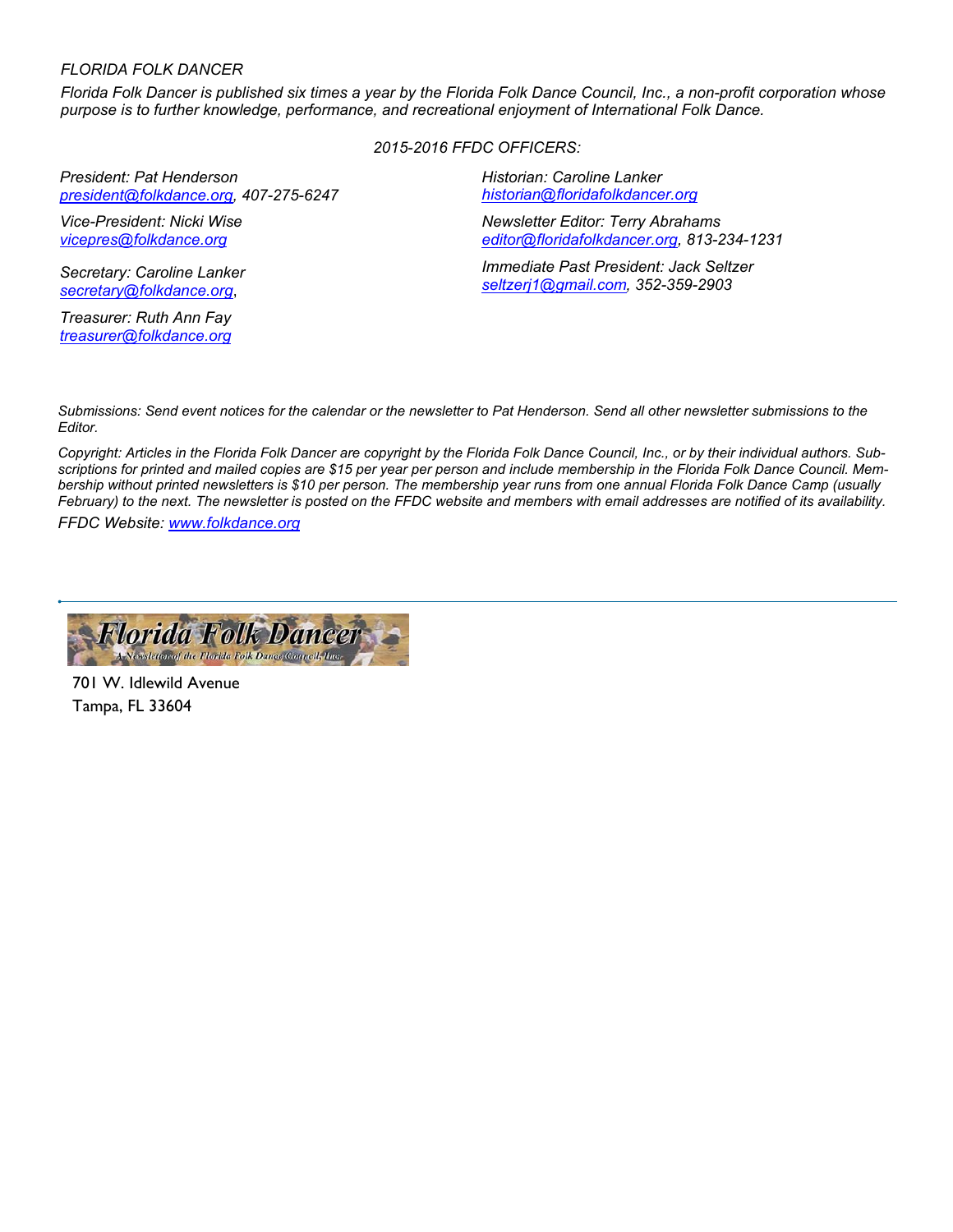*FLORIDA FOLK DANCER*

*Florida Folk Dancer is published six times a year by the Florida Folk Dance Council, Inc., a non-profit corporation whose purpose is to further knowledge, performance, and recreational enjoyment of International Folk Dance.*

*2015-2016 FFDC OFFICERS:*

*President: Pat Henderson*
*president@folkdance.org, 407-275-6247*

*Vice-President: Nicki Wise*
*vicepres@folkdance.org*

*Secretary: Caroline Lanker*
*secretary@folkdance.org,*

*Treasurer: Ruth Ann Fay*
*treasurer@folkdance.org*

*Historian: Caroline Lanker*
*historian@floridafolkdancer.org*

*Newsletter Editor: Terry Abrahams*
*editor@floridafolkdancer.org, 813-234-1231*

*Immediate Past President: Jack Seltzer*
*seltzerj1@gmail.com, 352-359-2903*

*Submissions: Send event notices for the calendar or the newsletter to Pat Henderson. Send all other newsletter submissions to the Editor.*

*Copyright: Articles in the Florida Folk Dancer are copyright by the Florida Folk Dance Council, Inc., or by their individual authors. Subscriptions for printed and mailed copies are $15 per year per person and include membership in the Florida Folk Dance Council. Membership without printed newsletters is $10 per person. The membership year runs from one annual Florida Folk Dance Camp (usually February) to the next. The newsletter is posted on the FFDC website and members with email addresses are notified of its availability.*

*FFDC Website: www.folkdance.org*

---

**Florida Folk Dancer**
A Newsletter of the Florida Folk Dance Council, Inc.

701 W. Idlewild Avenue
Tampa, FL 33604